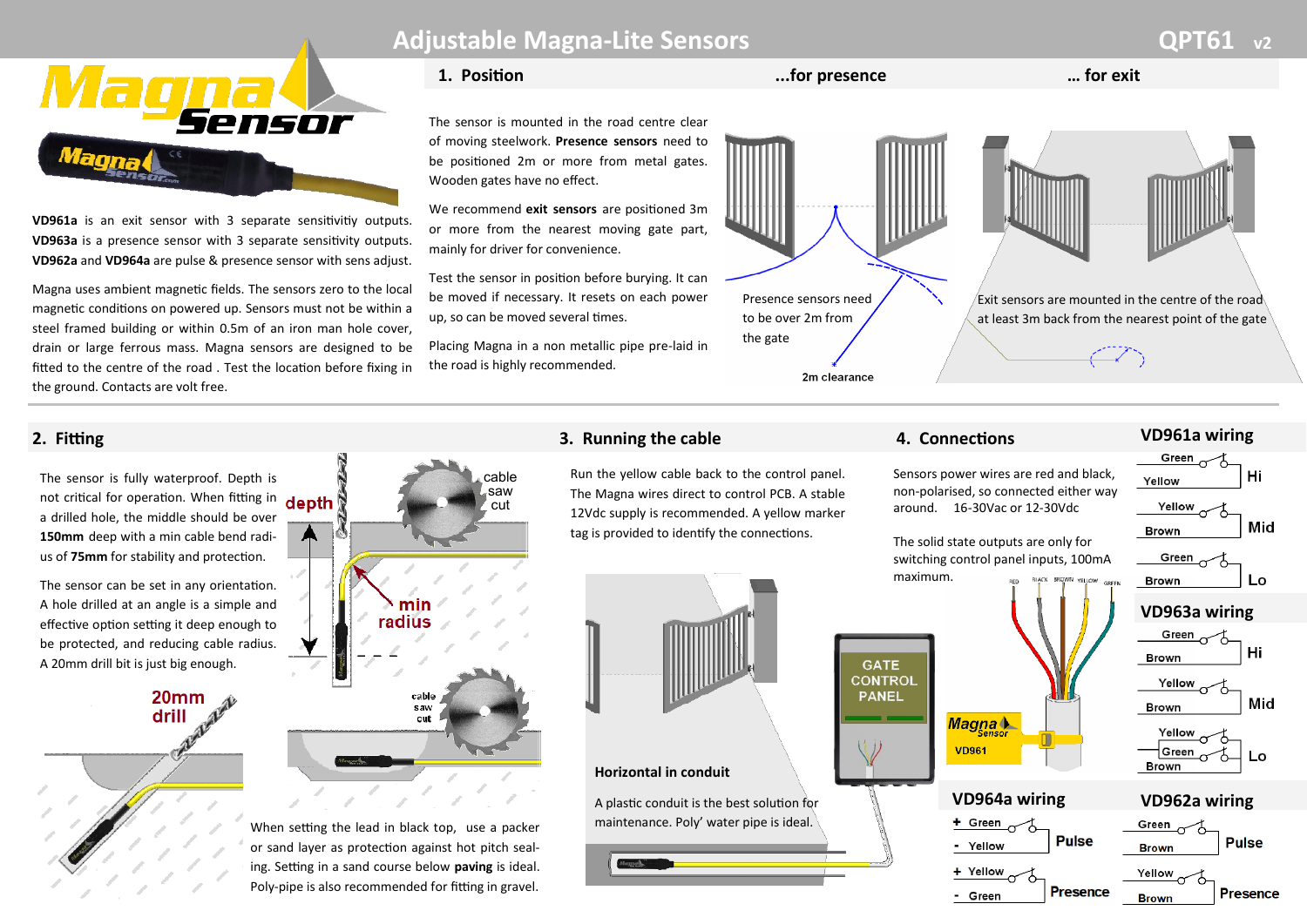# Adjustable Magna-Lite Sensors

QPT61 v2

**VD961a** is an exit sensor with 3 separate sensitivitiy outputs. **VD963a** is a presence sensor with 3 separate sensitivity outputs. **VD962a** and **VD964a** are pulse & presence sensor with sens adjust.

Magna uses ambient magnetic fields. The sensors zero to the local magnetic conditions on powered up. Sensors must not be within a steel framed building or within 0.5m of an iron man hole cover, drain or large ferrous mass. Magna sensors are designed to be fitted to the centre of the road . Test the location before fixing in the ground. Contacts are volt free.

## 1. Position

...for presence ... for exit

The sensor is mounted in the road centre clear of moving steelwork. **Presence sensors** need to be positioned 2m or more from metal gates. Wooden gates have no effect.

We recommend **exit sensors** are positioned 3m or more from the nearest moving gate part, mainly for driver for convenience.

Test the sensor in position before burying. It can be moved if necessary. It resets on each power up, so can be moved several times.

Placing Magna in a non metallic pipe pre-laid in the road is highly recommended.

Presence sensors need to be over 2m from the gate

2m clearance

Exit sensors are mounted in the centre of the road at least 3m back from the nearest point of the gate

## 2. Fitting

The sensor is fully waterproof. Depth is not critical for operation. When fitting in a drilled hole, the middle should be over **150mm** deep with a min cable bend radius of **75mm** for stability and protection.

The sensor can be set in any orientation. A hole drilled at an angle is a simple and effective option setting it deep enough to be protected, and reducing cable radius. A 20mm drill bit is just big enough.

depth — min radius — cable saw cut — 20mm drill

When setting the lead in black top, use a packer or sand layer as protection against hot pitch sealing. Setting in a sand course below **paving** is ideal. Poly-pipe is also recommended for fitting in gravel.

## 3. Running the cable

Run the yellow cable back to the control panel. The Magna wires direct to control PCB. A stable 12Vdc supply is recommended. A yellow marker tag is provided to identify the connections.

GATE CONTROL PANEL

**Horizontal in conduit**

A plastic conduit is the best solution for maintenance. Poly' water pipe is ideal.

## 4. Connections

Sensors power wires are red and black, non-polarised, so connected either way around. 16-30Vac or 12-30Vdc

The solid state outputs are only for switching control panel inputs, 100mA maximum.

RED BLACK BROWN YELLOW GREEN

### VD961a wiring

- Green / Yellow — Hi
- Yellow / Brown — Mid
- Green / Brown — Lo

### VD963a wiring

- Green / Brown — Hi
- Yellow / Brown — Mid
- Yellow / Green / Brown — Lo

### VD964a wiring

- + Green / - Yellow — Pulse
- + Yellow / - Green — Presence

### VD962a wiring

- Green / Brown — Pulse
- Yellow / Brown — Presence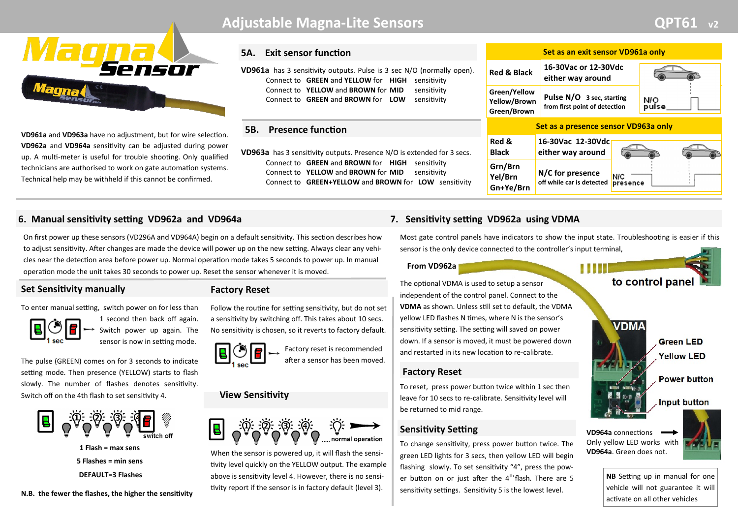# Adjustable Magna-Lite Sensors

QPT61 v2

VD961a and VD963a have no adjustment, but for wire selection. VD962a and VD964a sensitivity can be adjusted during power up. A multi-meter is useful for trouble shooting. Only qualified technicians are authorised to work on gate automation systems. Technical help may be withheld if this cannot be confirmed.

## 5A. Exit sensor function

**VD961a** has 3 sensitivity outputs. Pulse is 3 sec N/O (normally open).

Connect to **GREEN** and **YELLOW** for **HIGH** sensitivity
Connect to **YELLOW** and **BROWN** for **MID** sensitivity
Connect to **GREEN** and **BROWN** for **LOW** sensitivity

## 5B. Presence function

**VD963a** has 3 sensitivity outputs. Presence N/O is extended for 3 secs.

Connect to **GREEN** and **BROWN** for **HIGH** sensitivity
Connect to **YELLOW** and **BROWN** for **MID** sensitivity
Connect to **GREEN+YELLOW** and **BROWN** for **LOW** sensitivity

| Set as an exit sensor VD961a only | | |
|---|---|---|
| Red & Black | 16-30Vac or 12-30Vdc either way around | |
| Green/Yellow Yellow/Brown Green/Brown | Pulse N/O 3 sec, starting from first point of detection | N/O pulse |

| Set as a presence sensor VD963a only | | |
|---|---|---|
| Red & Black | 16-30Vac 12-30Vdc either way around | |
| Grn/Brn Yel/Brn Gn+Ye/Brn | N/C for presence off while car is detected | N/C presence |

## 6. Manual sensitivity setting VD962a and VD964a

On first power up these sensors (VD296A and VD964A) begin on a default sensitivity. This section describes how to adjust sensitivity. After changes are made the device will power up on the new setting. Always clear any vehicles near the detection area before power up. Normal operation mode takes 5 seconds to power up. In manual operation mode the unit takes 30 seconds to power up. Reset the sensor whenever it is moved.

### Set Sensitivity manually

To enter manual setting, switch power on for less than 1 second then back off again. Switch power up again. The sensor is now in setting mode.

1 sec

The pulse (GREEN) comes on for 3 seconds to indicate setting mode. Then presence (YELLOW) starts to flash slowly. The number of flashes denotes sensitivity. Switch off on the 4th flash to set sensitivity 4.

1 2 3 4 switch off

**1 Flash = max sens**

**5 Flashes = min sens**

**DEFAULT=3 Flashes**

**N.B. the fewer the flashes, the higher the sensitivity**

### Factory Reset

Follow the routine for setting sensitivity, but do not set a sensitivity by switching off. This takes about 10 secs. No sensitivity is chosen, so it reverts to factory default.

1 sec

Factory reset is recommended after a sensor has been moved.

### View Sensitivity

1 2 3 4 ..... normal operation

When the sensor is powered up, it will flash the sensitivity level quickly on the YELLOW output. The example above is sensitivity level 4. However, there is no sensitivity report if the sensor is in factory default (level 3).

## 7. Sensitivity setting VD962a using VDMA

Most gate control panels have indicators to show the input state. Troubleshooting is easier if this sensor is the only device connected to the controller's input terminal,

**From VD962a**

to control panel

The optional VDMA is used to setup a sensor independent of the control panel. Connect to the **VDMA** as shown. Unless still set to default, the VDMA yellow LED flashes N times, where N is the sensor's sensitivity setting. The setting will saved on power down. If a sensor is moved, it must be powered down and restarted in its new location to re-calibrate.

VDMA

Green LED

Yellow LED

Power button

Input button

### Factory Reset

To reset, press power button twice within 1 sec then leave for 10 secs to re-calibrate. Sensitivity level will be returned to mid range.

### Sensitivity Setting

To change sensitivity, press power button twice. The green LED lights for 3 secs, then yellow LED will begin flashing slowly. To set sensitivity "4", press the power button on or just after the 4th flash. There are 5 sensitivity settings. Sensitivity 5 is the lowest level.

**VD964a** connections
Only yellow LED works with **VD964a**. Green does not.

**NB** Setting up in manual for one vehicle will not guarantee it will activate on all other vehicles